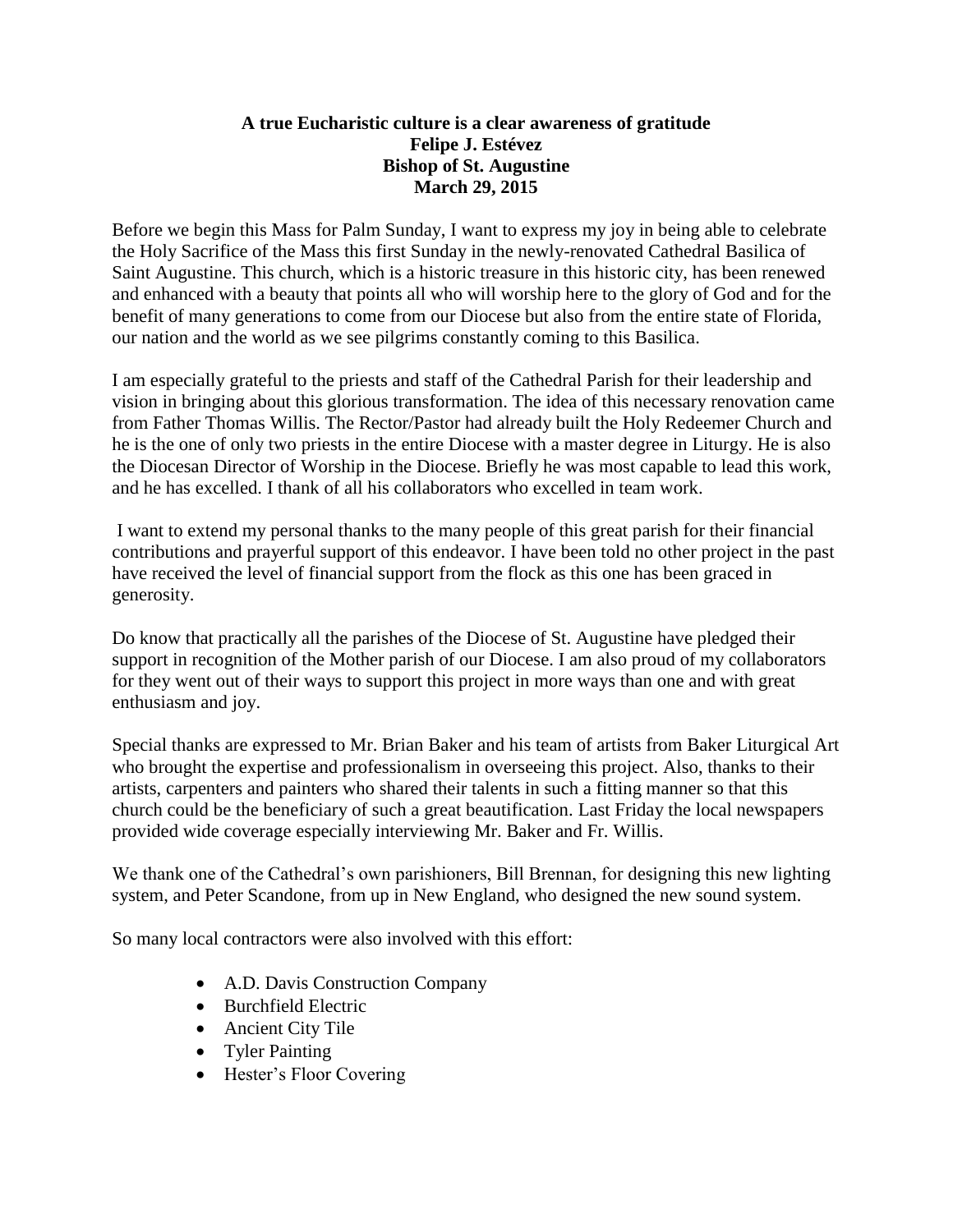**A true Eucharistic culture is a clear awareness of gratitude**
**Felipe J. Estévez**
**Bishop of St. Augustine**
**March 29, 2015**

Before we begin this Mass for Palm Sunday, I want to express my joy in being able to celebrate the Holy Sacrifice of the Mass this first Sunday in the newly-renovated Cathedral Basilica of Saint Augustine. This church, which is a historic treasure in this historic city, has been renewed and enhanced with a beauty that points all who will worship here to the glory of God and for the benefit of many generations to come from our Diocese but also from the entire state of Florida, our nation and the world as we see pilgrims constantly coming to this Basilica.

I am especially grateful to the priests and staff of the Cathedral Parish for their leadership and vision in bringing about this glorious transformation. The idea of this necessary renovation came from Father Thomas Willis. The Rector/Pastor had already built the Holy Redeemer Church and he is the one of only two priests in the entire Diocese with a master degree in Liturgy. He is also the Diocesan Director of Worship in the Diocese. Briefly he was most capable to lead this work, and he has excelled. I thank of all his collaborators who excelled in team work.

I want to extend my personal thanks to the many people of this great parish for their financial contributions and prayerful support of this endeavor. I have been told no other project in the past have received the level of financial support from the flock as this one has been graced in generosity.

Do know that practically all the parishes of the Diocese of St. Augustine have pledged their support in recognition of the Mother parish of our Diocese. I am also proud of my collaborators for they went out of their ways to support this project in more ways than one and with great enthusiasm and joy.

Special thanks are expressed to Mr. Brian Baker and his team of artists from Baker Liturgical Art who brought the expertise and professionalism in overseeing this project. Also, thanks to their artists, carpenters and painters who shared their talents in such a fitting manner so that this church could be the beneficiary of such a great beautification. Last Friday the local newspapers provided wide coverage especially interviewing Mr. Baker and Fr. Willis.

We thank one of the Cathedral's own parishioners, Bill Brennan, for designing this new lighting system, and Peter Scandone, from up in New England, who designed the new sound system.

So many local contractors were also involved with this effort:

- A.D. Davis Construction Company
- Burchfield Electric
- Ancient City Tile
- Tyler Painting
- Hester's Floor Covering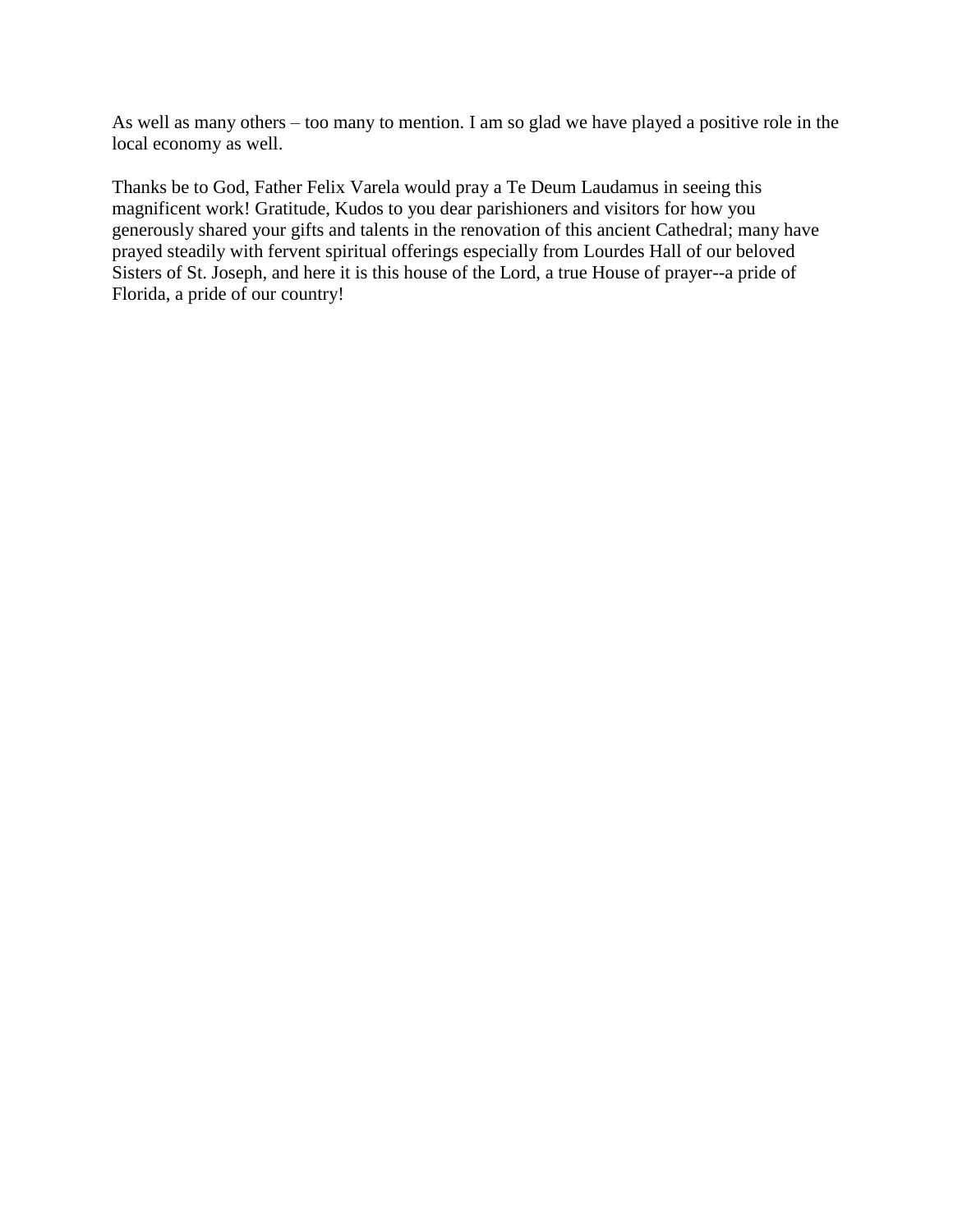As well as many others – too many to mention. I am so glad we have played a positive role in the local economy as well.

Thanks be to God, Father Felix Varela would pray a Te Deum Laudamus in seeing this magnificent work! Gratitude, Kudos to you dear parishioners and visitors for how you generously shared your gifts and talents in the renovation of this ancient Cathedral; many have prayed steadily with fervent spiritual offerings especially from Lourdes Hall of our beloved Sisters of St. Joseph, and here it is this house of the Lord, a true House of prayer--a pride of Florida, a pride of our country!